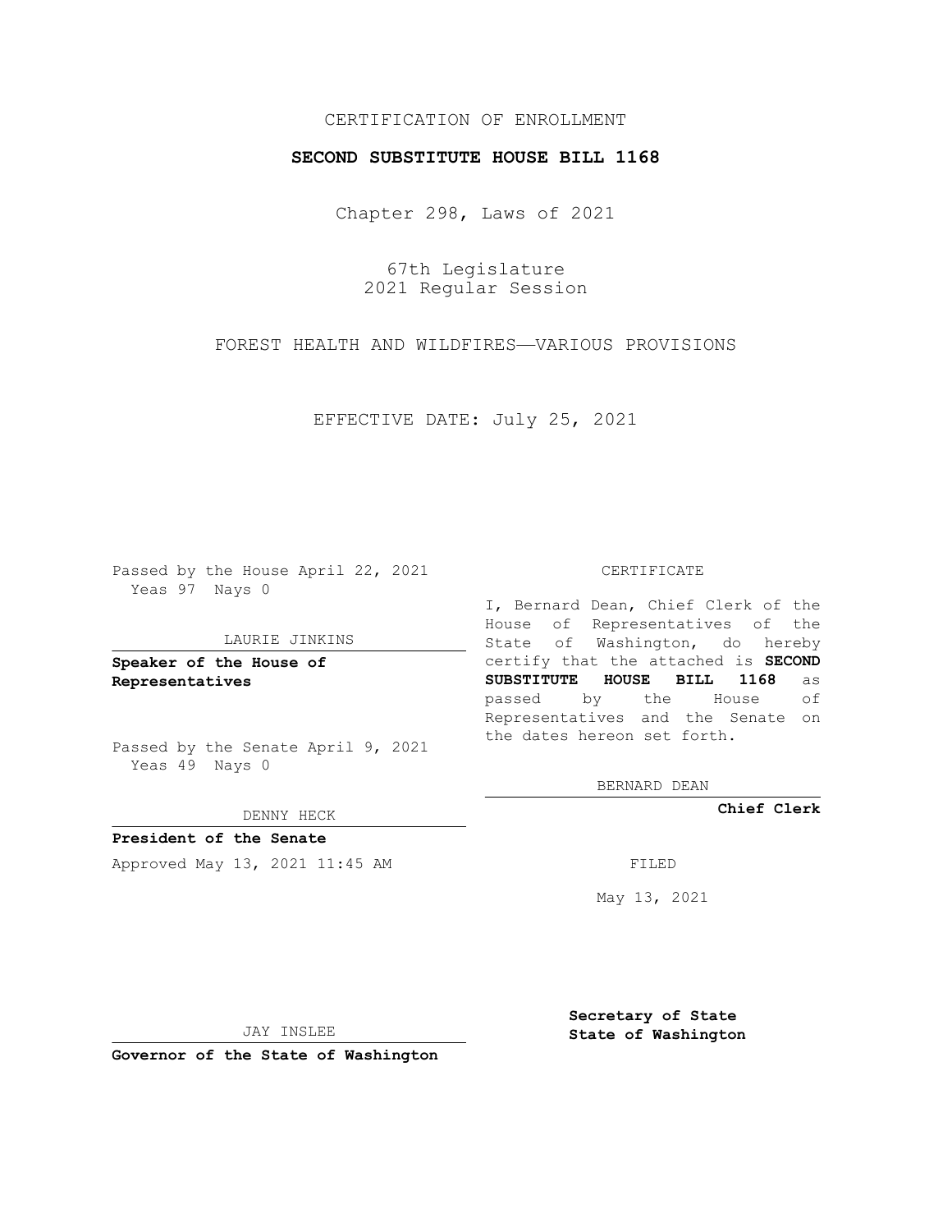CERTIFICATION OF ENROLLMENT

**SECOND SUBSTITUTE HOUSE BILL 1168**

Chapter 298, Laws of 2021

67th Legislature
2021 Regular Session

FOREST HEALTH AND WILDFIRES—VARIOUS PROVISIONS

EFFECTIVE DATE: July 25, 2021

Passed by the House April 22, 2021
Yeas 97 Nays 0

LAURIE JINKINS

**Speaker of the House of Representatives**

Passed by the Senate April 9, 2021
Yeas 49 Nays 0

DENNY HECK

**President of the Senate**

Approved May 13, 2021 11:45 AM

JAY INSLEE

**Governor of the State of Washington**

CERTIFICATE

I, Bernard Dean, Chief Clerk of the House of Representatives of the State of Washington, do hereby certify that the attached is **SECOND SUBSTITUTE HOUSE BILL 1168** as passed by the House of Representatives and the Senate on the dates hereon set forth.

BERNARD DEAN

**Chief Clerk**

FILED

May 13, 2021

**Secretary of State
State of Washington**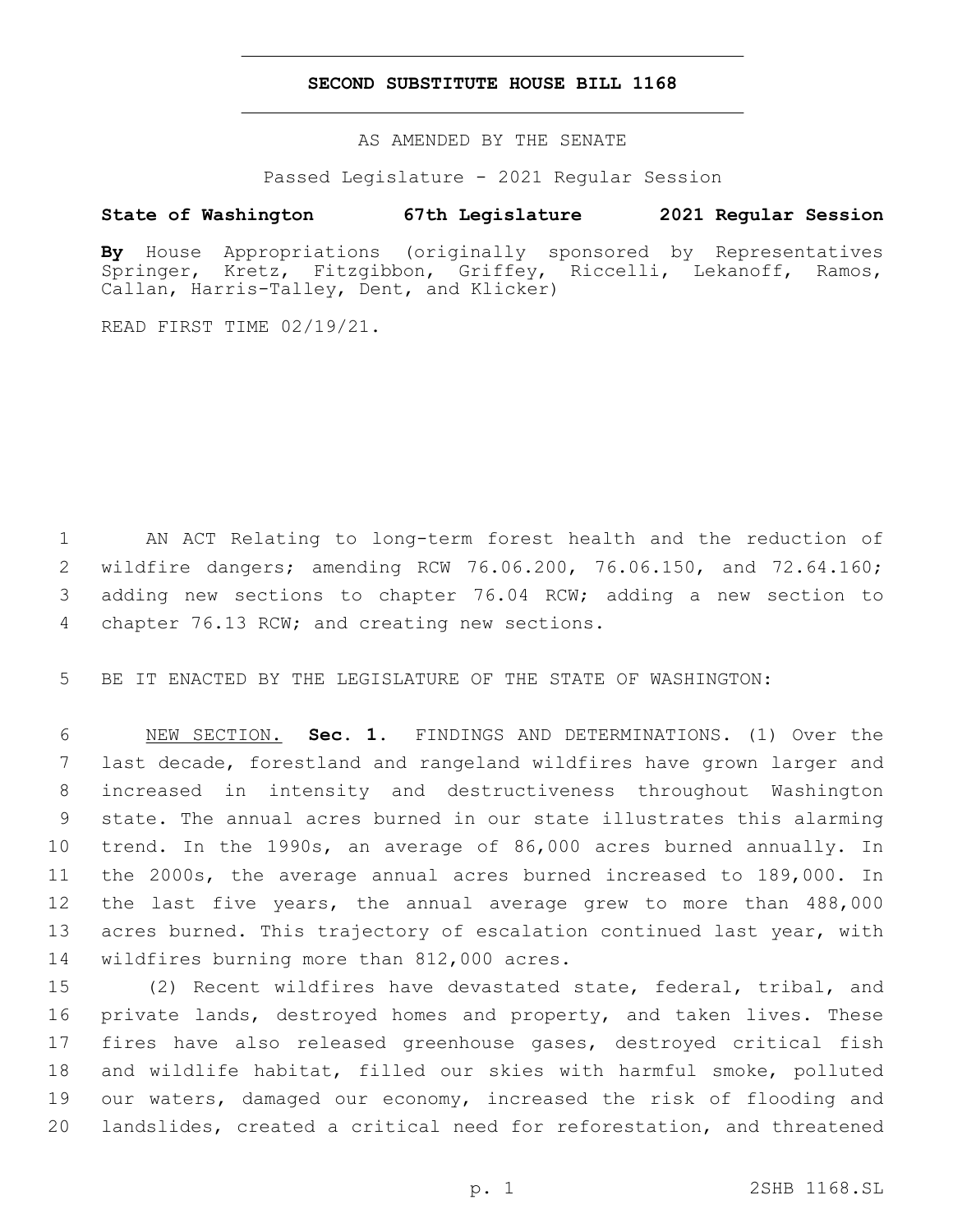# SECOND SUBSTITUTE HOUSE BILL 1168

AS AMENDED BY THE SENATE

Passed Legislature - 2021 Regular Session

**State of Washington 67th Legislature 2021 Regular Session**

**By** House Appropriations (originally sponsored by Representatives Springer, Kretz, Fitzgibbon, Griffey, Riccelli, Lekanoff, Ramos, Callan, Harris-Talley, Dent, and Klicker)

READ FIRST TIME 02/19/21.

AN ACT Relating to long-term forest health and the reduction of wildfire dangers; amending RCW 76.06.200, 76.06.150, and 72.64.160; adding new sections to chapter 76.04 RCW; adding a new section to chapter 76.13 RCW; and creating new sections.

BE IT ENACTED BY THE LEGISLATURE OF THE STATE OF WASHINGTON:

NEW SECTION. **Sec. 1.** FINDINGS AND DETERMINATIONS. (1) Over the last decade, forestland and rangeland wildfires have grown larger and increased in intensity and destructiveness throughout Washington state. The annual acres burned in our state illustrates this alarming trend. In the 1990s, an average of 86,000 acres burned annually. In the 2000s, the average annual acres burned increased to 189,000. In the last five years, the annual average grew to more than 488,000 acres burned. This trajectory of escalation continued last year, with wildfires burning more than 812,000 acres.

(2) Recent wildfires have devastated state, federal, tribal, and private lands, destroyed homes and property, and taken lives. These fires have also released greenhouse gases, destroyed critical fish and wildlife habitat, filled our skies with harmful smoke, polluted our waters, damaged our economy, increased the risk of flooding and landslides, created a critical need for reforestation, and threatened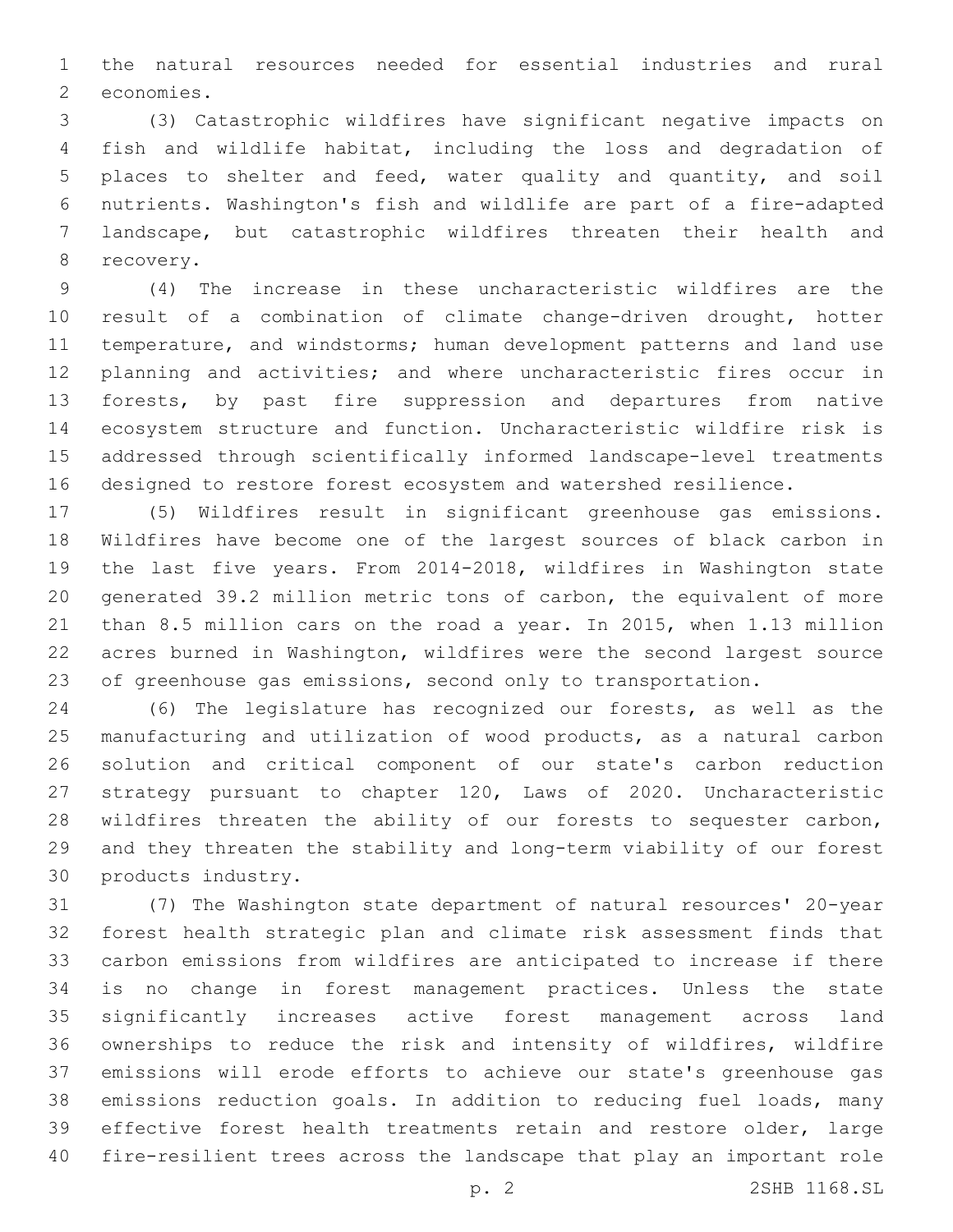the natural resources needed for essential industries and rural economies.

(3) Catastrophic wildfires have significant negative impacts on fish and wildlife habitat, including the loss and degradation of places to shelter and feed, water quality and quantity, and soil nutrients. Washington's fish and wildlife are part of a fire-adapted landscape, but catastrophic wildfires threaten their health and recovery.

(4) The increase in these uncharacteristic wildfires are the result of a combination of climate change-driven drought, hotter temperature, and windstorms; human development patterns and land use planning and activities; and where uncharacteristic fires occur in forests, by past fire suppression and departures from native ecosystem structure and function. Uncharacteristic wildfire risk is addressed through scientifically informed landscape-level treatments designed to restore forest ecosystem and watershed resilience.

(5) Wildfires result in significant greenhouse gas emissions. Wildfires have become one of the largest sources of black carbon in the last five years. From 2014-2018, wildfires in Washington state generated 39.2 million metric tons of carbon, the equivalent of more than 8.5 million cars on the road a year. In 2015, when 1.13 million acres burned in Washington, wildfires were the second largest source of greenhouse gas emissions, second only to transportation.

(6) The legislature has recognized our forests, as well as the manufacturing and utilization of wood products, as a natural carbon solution and critical component of our state's carbon reduction strategy pursuant to chapter 120, Laws of 2020. Uncharacteristic wildfires threaten the ability of our forests to sequester carbon, and they threaten the stability and long-term viability of our forest products industry.

(7) The Washington state department of natural resources' 20-year forest health strategic plan and climate risk assessment finds that carbon emissions from wildfires are anticipated to increase if there is no change in forest management practices. Unless the state significantly increases active forest management across land ownerships to reduce the risk and intensity of wildfires, wildfire emissions will erode efforts to achieve our state's greenhouse gas emissions reduction goals. In addition to reducing fuel loads, many effective forest health treatments retain and restore older, large fire-resilient trees across the landscape that play an important role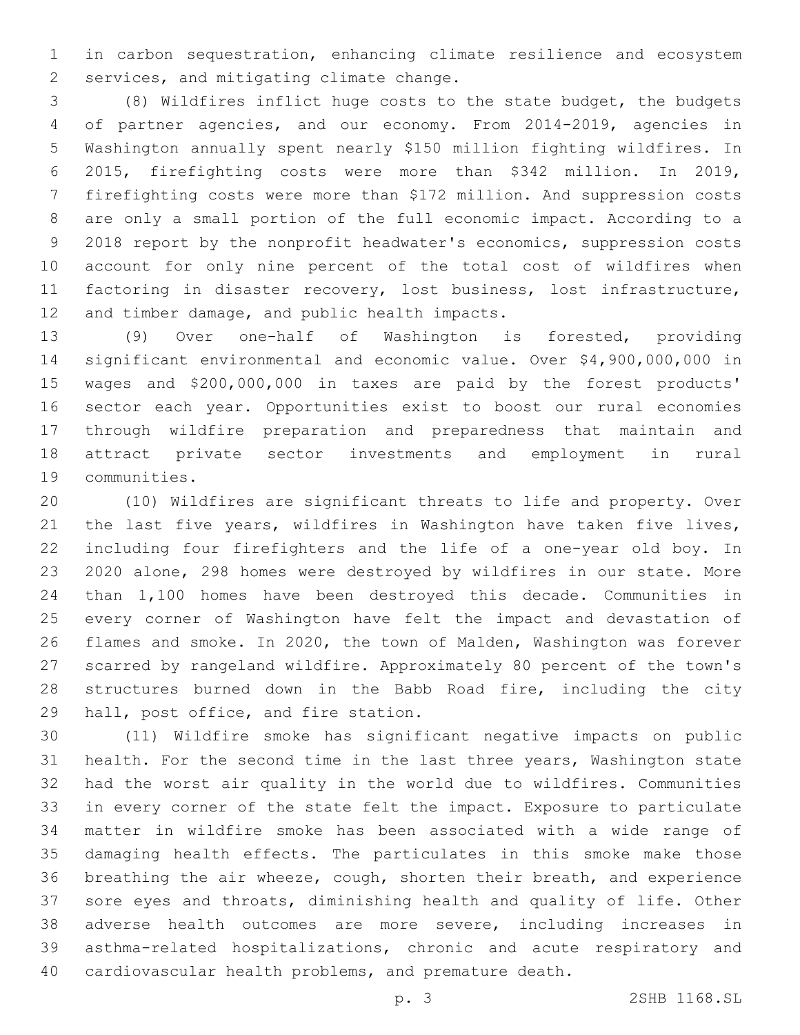in carbon sequestration, enhancing climate resilience and ecosystem services, and mitigating climate change.

(8) Wildfires inflict huge costs to the state budget, the budgets of partner agencies, and our economy. From 2014-2019, agencies in Washington annually spent nearly $150 million fighting wildfires. In 2015, firefighting costs were more than $342 million. In 2019, firefighting costs were more than $172 million. And suppression costs are only a small portion of the full economic impact. According to a 2018 report by the nonprofit headwater's economics, suppression costs account for only nine percent of the total cost of wildfires when factoring in disaster recovery, lost business, lost infrastructure, and timber damage, and public health impacts.

(9) Over one-half of Washington is forested, providing significant environmental and economic value. Over $4,900,000,000 in wages and $200,000,000 in taxes are paid by the forest products' sector each year. Opportunities exist to boost our rural economies through wildfire preparation and preparedness that maintain and attract private sector investments and employment in rural communities.

(10) Wildfires are significant threats to life and property. Over the last five years, wildfires in Washington have taken five lives, including four firefighters and the life of a one-year old boy. In 2020 alone, 298 homes were destroyed by wildfires in our state. More than 1,100 homes have been destroyed this decade. Communities in every corner of Washington have felt the impact and devastation of flames and smoke. In 2020, the town of Malden, Washington was forever scarred by rangeland wildfire. Approximately 80 percent of the town's structures burned down in the Babb Road fire, including the city hall, post office, and fire station.

(11) Wildfire smoke has significant negative impacts on public health. For the second time in the last three years, Washington state had the worst air quality in the world due to wildfires. Communities in every corner of the state felt the impact. Exposure to particulate matter in wildfire smoke has been associated with a wide range of damaging health effects. The particulates in this smoke make those breathing the air wheeze, cough, shorten their breath, and experience sore eyes and throats, diminishing health and quality of life. Other adverse health outcomes are more severe, including increases in asthma-related hospitalizations, chronic and acute respiratory and cardiovascular health problems, and premature death.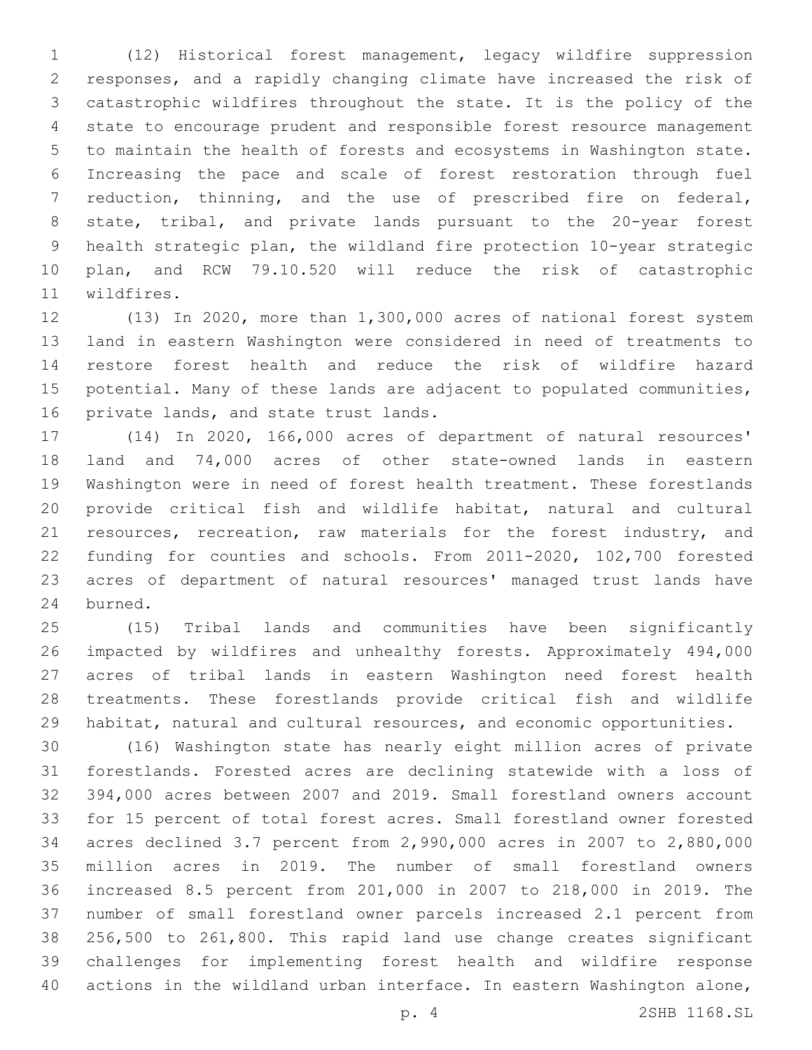(12) Historical forest management, legacy wildfire suppression responses, and a rapidly changing climate have increased the risk of catastrophic wildfires throughout the state. It is the policy of the state to encourage prudent and responsible forest resource management to maintain the health of forests and ecosystems in Washington state. Increasing the pace and scale of forest restoration through fuel reduction, thinning, and the use of prescribed fire on federal, state, tribal, and private lands pursuant to the 20-year forest health strategic plan, the wildland fire protection 10-year strategic plan, and RCW 79.10.520 will reduce the risk of catastrophic wildfires.

(13) In 2020, more than 1,300,000 acres of national forest system land in eastern Washington were considered in need of treatments to restore forest health and reduce the risk of wildfire hazard potential. Many of these lands are adjacent to populated communities, private lands, and state trust lands.

(14) In 2020, 166,000 acres of department of natural resources' land and 74,000 acres of other state-owned lands in eastern Washington were in need of forest health treatment. These forestlands provide critical fish and wildlife habitat, natural and cultural resources, recreation, raw materials for the forest industry, and funding for counties and schools. From 2011-2020, 102,700 forested acres of department of natural resources' managed trust lands have burned.

(15) Tribal lands and communities have been significantly impacted by wildfires and unhealthy forests. Approximately 494,000 acres of tribal lands in eastern Washington need forest health treatments. These forestlands provide critical fish and wildlife habitat, natural and cultural resources, and economic opportunities.

(16) Washington state has nearly eight million acres of private forestlands. Forested acres are declining statewide with a loss of 394,000 acres between 2007 and 2019. Small forestland owners account for 15 percent of total forest acres. Small forestland owner forested acres declined 3.7 percent from 2,990,000 acres in 2007 to 2,880,000 million acres in 2019. The number of small forestland owners increased 8.5 percent from 201,000 in 2007 to 218,000 in 2019. The number of small forestland owner parcels increased 2.1 percent from 256,500 to 261,800. This rapid land use change creates significant challenges for implementing forest health and wildfire response actions in the wildland urban interface. In eastern Washington alone,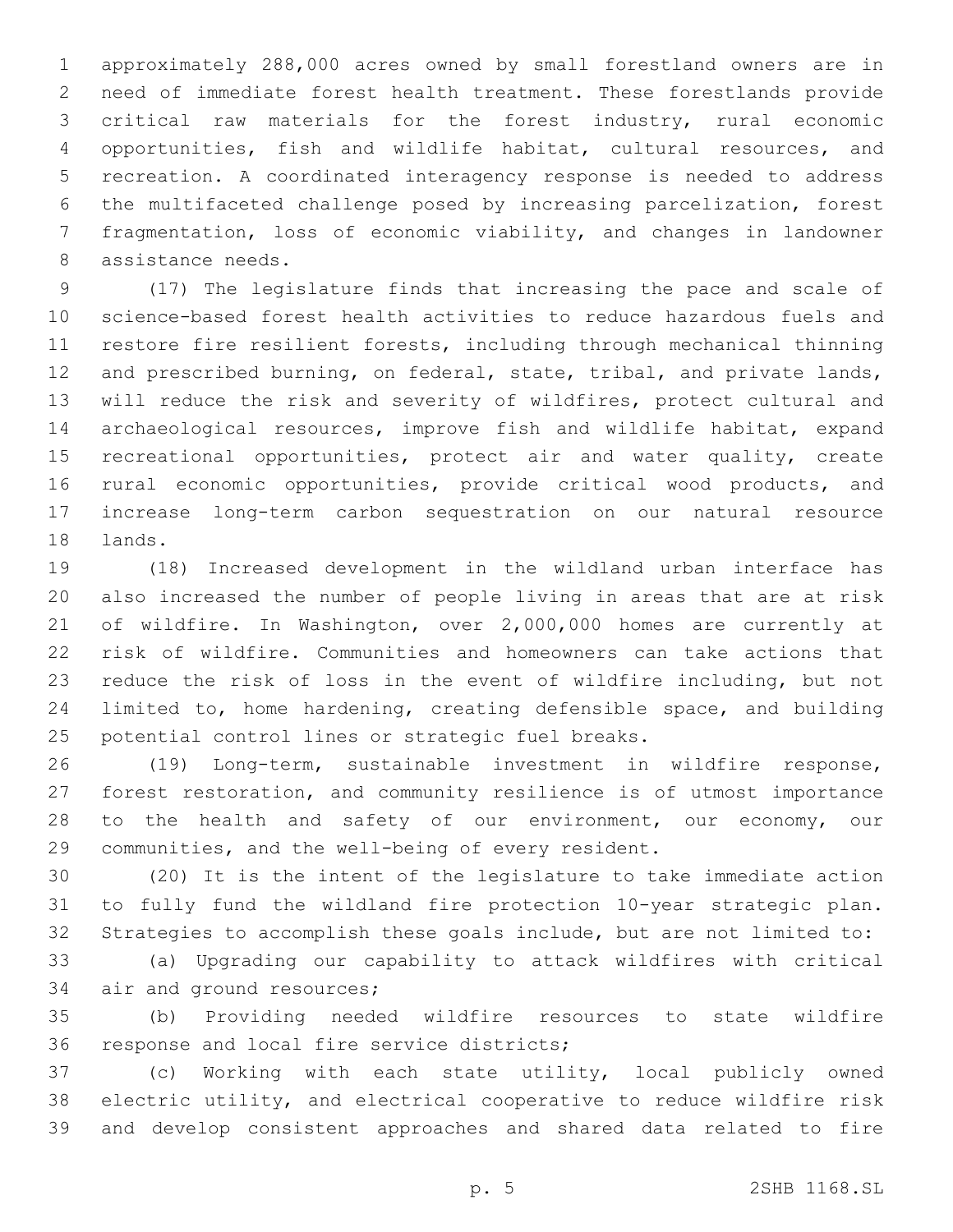approximately 288,000 acres owned by small forestland owners are in need of immediate forest health treatment. These forestlands provide critical raw materials for the forest industry, rural economic opportunities, fish and wildlife habitat, cultural resources, and recreation. A coordinated interagency response is needed to address the multifaceted challenge posed by increasing parcelization, forest fragmentation, loss of economic viability, and changes in landowner assistance needs.

(17) The legislature finds that increasing the pace and scale of science-based forest health activities to reduce hazardous fuels and restore fire resilient forests, including through mechanical thinning and prescribed burning, on federal, state, tribal, and private lands, will reduce the risk and severity of wildfires, protect cultural and archaeological resources, improve fish and wildlife habitat, expand recreational opportunities, protect air and water quality, create rural economic opportunities, provide critical wood products, and increase long-term carbon sequestration on our natural resource lands.

(18) Increased development in the wildland urban interface has also increased the number of people living in areas that are at risk of wildfire. In Washington, over 2,000,000 homes are currently at risk of wildfire. Communities and homeowners can take actions that reduce the risk of loss in the event of wildfire including, but not limited to, home hardening, creating defensible space, and building potential control lines or strategic fuel breaks.

(19) Long-term, sustainable investment in wildfire response, forest restoration, and community resilience is of utmost importance to the health and safety of our environment, our economy, our communities, and the well-being of every resident.

(20) It is the intent of the legislature to take immediate action to fully fund the wildland fire protection 10-year strategic plan. Strategies to accomplish these goals include, but are not limited to:

(a) Upgrading our capability to attack wildfires with critical air and ground resources;

(b) Providing needed wildfire resources to state wildfire response and local fire service districts;

(c) Working with each state utility, local publicly owned electric utility, and electrical cooperative to reduce wildfire risk and develop consistent approaches and shared data related to fire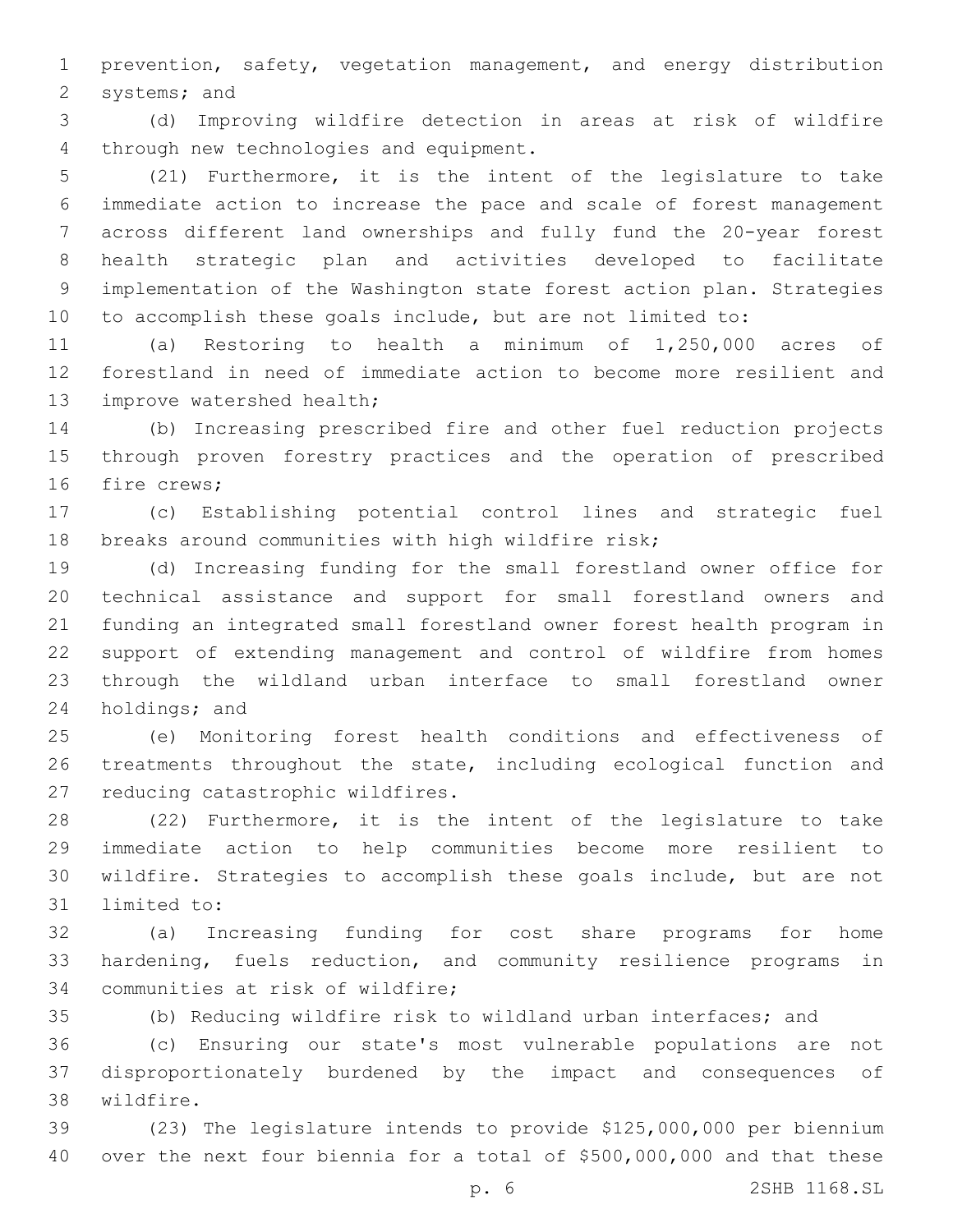prevention, safety, vegetation management, and energy distribution systems; and

(d) Improving wildfire detection in areas at risk of wildfire through new technologies and equipment.

(21) Furthermore, it is the intent of the legislature to take immediate action to increase the pace and scale of forest management across different land ownerships and fully fund the 20-year forest health strategic plan and activities developed to facilitate implementation of the Washington state forest action plan. Strategies to accomplish these goals include, but are not limited to:

(a) Restoring to health a minimum of 1,250,000 acres of forestland in need of immediate action to become more resilient and improve watershed health;

(b) Increasing prescribed fire and other fuel reduction projects through proven forestry practices and the operation of prescribed fire crews;

(c) Establishing potential control lines and strategic fuel breaks around communities with high wildfire risk;

(d) Increasing funding for the small forestland owner office for technical assistance and support for small forestland owners and funding an integrated small forestland owner forest health program in support of extending management and control of wildfire from homes through the wildland urban interface to small forestland owner holdings; and

(e) Monitoring forest health conditions and effectiveness of treatments throughout the state, including ecological function and reducing catastrophic wildfires.

(22) Furthermore, it is the intent of the legislature to take immediate action to help communities become more resilient to wildfire. Strategies to accomplish these goals include, but are not limited to:

(a) Increasing funding for cost share programs for home hardening, fuels reduction, and community resilience programs in communities at risk of wildfire;

(b) Reducing wildfire risk to wildland urban interfaces; and

(c) Ensuring our state's most vulnerable populations are not disproportionately burdened by the impact and consequences of wildfire.

(23) The legislature intends to provide $125,000,000 per biennium over the next four biennia for a total of $500,000,000 and that these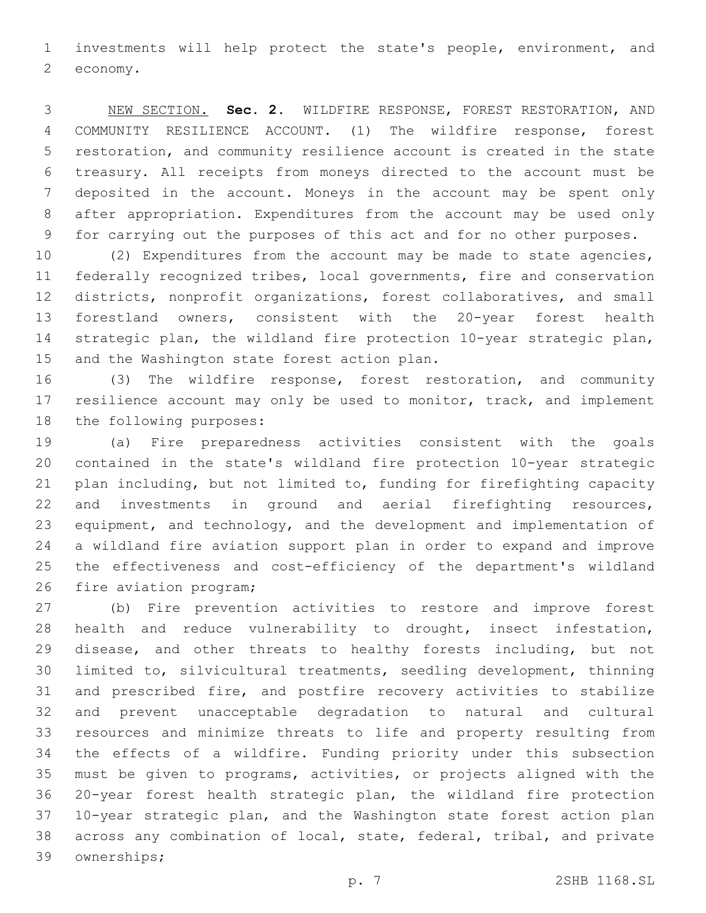investments will help protect the state's people, environment, and economy.

NEW SECTION. **Sec. 2.** WILDFIRE RESPONSE, FOREST RESTORATION, AND COMMUNITY RESILIENCE ACCOUNT. (1) The wildfire response, forest restoration, and community resilience account is created in the state treasury. All receipts from moneys directed to the account must be deposited in the account. Moneys in the account may be spent only after appropriation. Expenditures from the account may be used only for carrying out the purposes of this act and for no other purposes.

(2) Expenditures from the account may be made to state agencies, federally recognized tribes, local governments, fire and conservation districts, nonprofit organizations, forest collaboratives, and small forestland owners, consistent with the 20-year forest health strategic plan, the wildland fire protection 10-year strategic plan, and the Washington state forest action plan.

(3) The wildfire response, forest restoration, and community resilience account may only be used to monitor, track, and implement the following purposes:

(a) Fire preparedness activities consistent with the goals contained in the state's wildland fire protection 10-year strategic plan including, but not limited to, funding for firefighting capacity and investments in ground and aerial firefighting resources, equipment, and technology, and the development and implementation of a wildland fire aviation support plan in order to expand and improve the effectiveness and cost-efficiency of the department's wildland fire aviation program;

(b) Fire prevention activities to restore and improve forest health and reduce vulnerability to drought, insect infestation, disease, and other threats to healthy forests including, but not limited to, silvicultural treatments, seedling development, thinning and prescribed fire, and postfire recovery activities to stabilize and prevent unacceptable degradation to natural and cultural resources and minimize threats to life and property resulting from the effects of a wildfire. Funding priority under this subsection must be given to programs, activities, or projects aligned with the 20-year forest health strategic plan, the wildland fire protection 10-year strategic plan, and the Washington state forest action plan across any combination of local, state, federal, tribal, and private ownerships;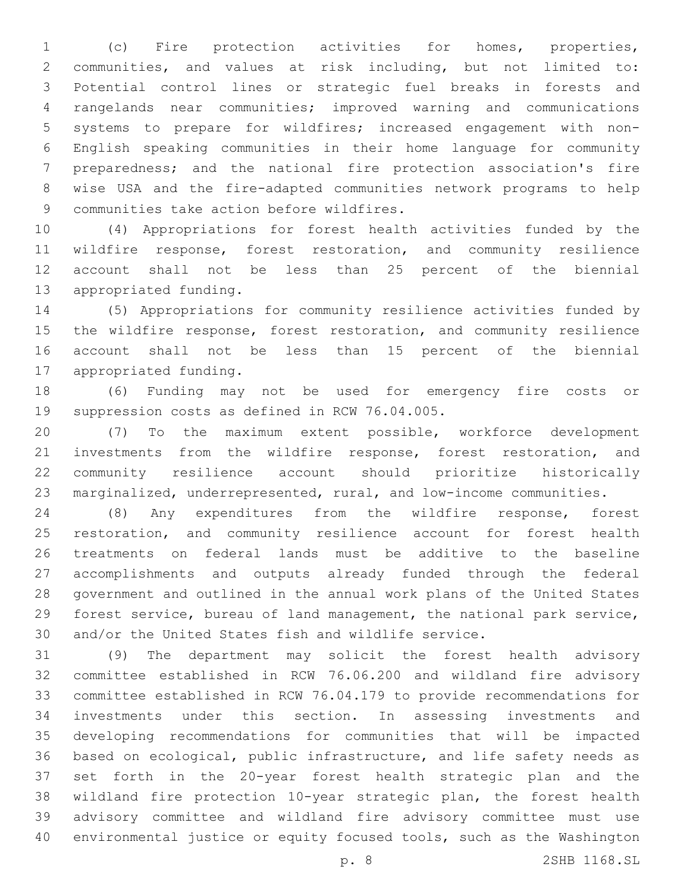(c) Fire protection activities for homes, properties, communities, and values at risk including, but not limited to: Potential control lines or strategic fuel breaks in forests and rangelands near communities; improved warning and communications systems to prepare for wildfires; increased engagement with non-English speaking communities in their home language for community preparedness; and the national fire protection association's fire wise USA and the fire-adapted communities network programs to help communities take action before wildfires.

(4) Appropriations for forest health activities funded by the wildfire response, forest restoration, and community resilience account shall not be less than 25 percent of the biennial appropriated funding.

(5) Appropriations for community resilience activities funded by the wildfire response, forest restoration, and community resilience account shall not be less than 15 percent of the biennial appropriated funding.

(6) Funding may not be used for emergency fire costs or suppression costs as defined in RCW 76.04.005.

(7) To the maximum extent possible, workforce development investments from the wildfire response, forest restoration, and community resilience account should prioritize historically marginalized, underrepresented, rural, and low-income communities.

(8) Any expenditures from the wildfire response, forest restoration, and community resilience account for forest health treatments on federal lands must be additive to the baseline accomplishments and outputs already funded through the federal government and outlined in the annual work plans of the United States forest service, bureau of land management, the national park service, and/or the United States fish and wildlife service.

(9) The department may solicit the forest health advisory committee established in RCW 76.06.200 and wildland fire advisory committee established in RCW 76.04.179 to provide recommendations for investments under this section. In assessing investments and developing recommendations for communities that will be impacted based on ecological, public infrastructure, and life safety needs as set forth in the 20-year forest health strategic plan and the wildland fire protection 10-year strategic plan, the forest health advisory committee and wildland fire advisory committee must use environmental justice or equity focused tools, such as the Washington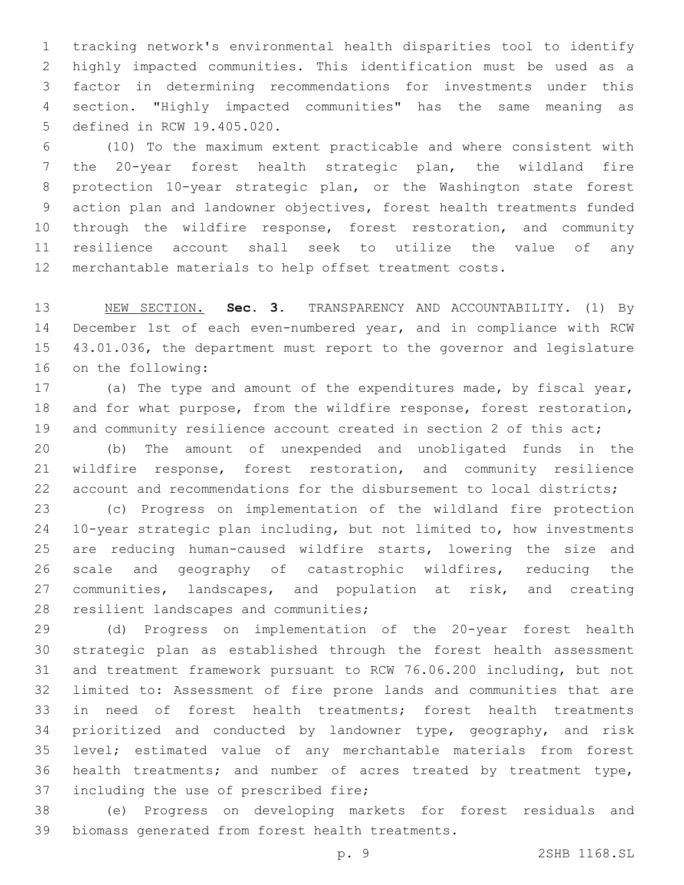tracking network's environmental health disparities tool to identify highly impacted communities. This identification must be used as a factor in determining recommendations for investments under this section. "Highly impacted communities" has the same meaning as defined in RCW 19.405.020.

(10) To the maximum extent practicable and where consistent with the 20-year forest health strategic plan, the wildland fire protection 10-year strategic plan, or the Washington state forest action plan and landowner objectives, forest health treatments funded through the wildfire response, forest restoration, and community resilience account shall seek to utilize the value of any merchantable materials to help offset treatment costs.

NEW SECTION. **Sec. 3.** TRANSPARENCY AND ACCOUNTABILITY. (1) By December 1st of each even-numbered year, and in compliance with RCW 43.01.036, the department must report to the governor and legislature on the following:

(a) The type and amount of the expenditures made, by fiscal year, and for what purpose, from the wildfire response, forest restoration, and community resilience account created in section 2 of this act;

(b) The amount of unexpended and unobligated funds in the wildfire response, forest restoration, and community resilience account and recommendations for the disbursement to local districts;

(c) Progress on implementation of the wildland fire protection 10-year strategic plan including, but not limited to, how investments are reducing human-caused wildfire starts, lowering the size and scale and geography of catastrophic wildfires, reducing the communities, landscapes, and population at risk, and creating resilient landscapes and communities;

(d) Progress on implementation of the 20-year forest health strategic plan as established through the forest health assessment and treatment framework pursuant to RCW 76.06.200 including, but not limited to: Assessment of fire prone lands and communities that are in need of forest health treatments; forest health treatments prioritized and conducted by landowner type, geography, and risk level; estimated value of any merchantable materials from forest health treatments; and number of acres treated by treatment type, including the use of prescribed fire;

(e) Progress on developing markets for forest residuals and biomass generated from forest health treatments.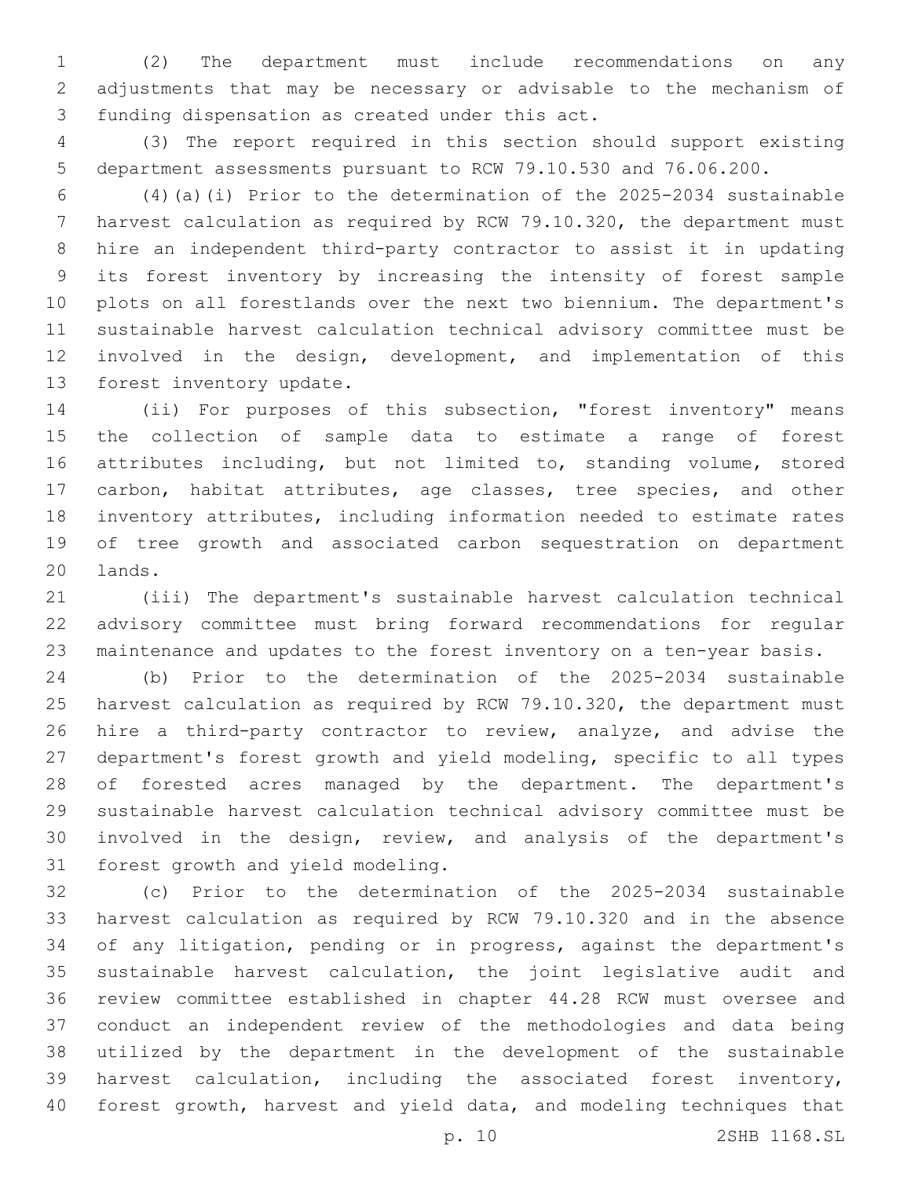(2) The department must include recommendations on any adjustments that may be necessary or advisable to the mechanism of funding dispensation as created under this act.

(3) The report required in this section should support existing department assessments pursuant to RCW 79.10.530 and 76.06.200.

(4)(a)(i) Prior to the determination of the 2025-2034 sustainable harvest calculation as required by RCW 79.10.320, the department must hire an independent third-party contractor to assist it in updating its forest inventory by increasing the intensity of forest sample plots on all forestlands over the next two biennium. The department's sustainable harvest calculation technical advisory committee must be involved in the design, development, and implementation of this forest inventory update.

(ii) For purposes of this subsection, "forest inventory" means the collection of sample data to estimate a range of forest attributes including, but not limited to, standing volume, stored carbon, habitat attributes, age classes, tree species, and other inventory attributes, including information needed to estimate rates of tree growth and associated carbon sequestration on department lands.

(iii) The department's sustainable harvest calculation technical advisory committee must bring forward recommendations for regular maintenance and updates to the forest inventory on a ten-year basis.

(b) Prior to the determination of the 2025-2034 sustainable harvest calculation as required by RCW 79.10.320, the department must hire a third-party contractor to review, analyze, and advise the department's forest growth and yield modeling, specific to all types of forested acres managed by the department. The department's sustainable harvest calculation technical advisory committee must be involved in the design, review, and analysis of the department's forest growth and yield modeling.

(c) Prior to the determination of the 2025-2034 sustainable harvest calculation as required by RCW 79.10.320 and in the absence of any litigation, pending or in progress, against the department's sustainable harvest calculation, the joint legislative audit and review committee established in chapter 44.28 RCW must oversee and conduct an independent review of the methodologies and data being utilized by the department in the development of the sustainable harvest calculation, including the associated forest inventory, forest growth, harvest and yield data, and modeling techniques that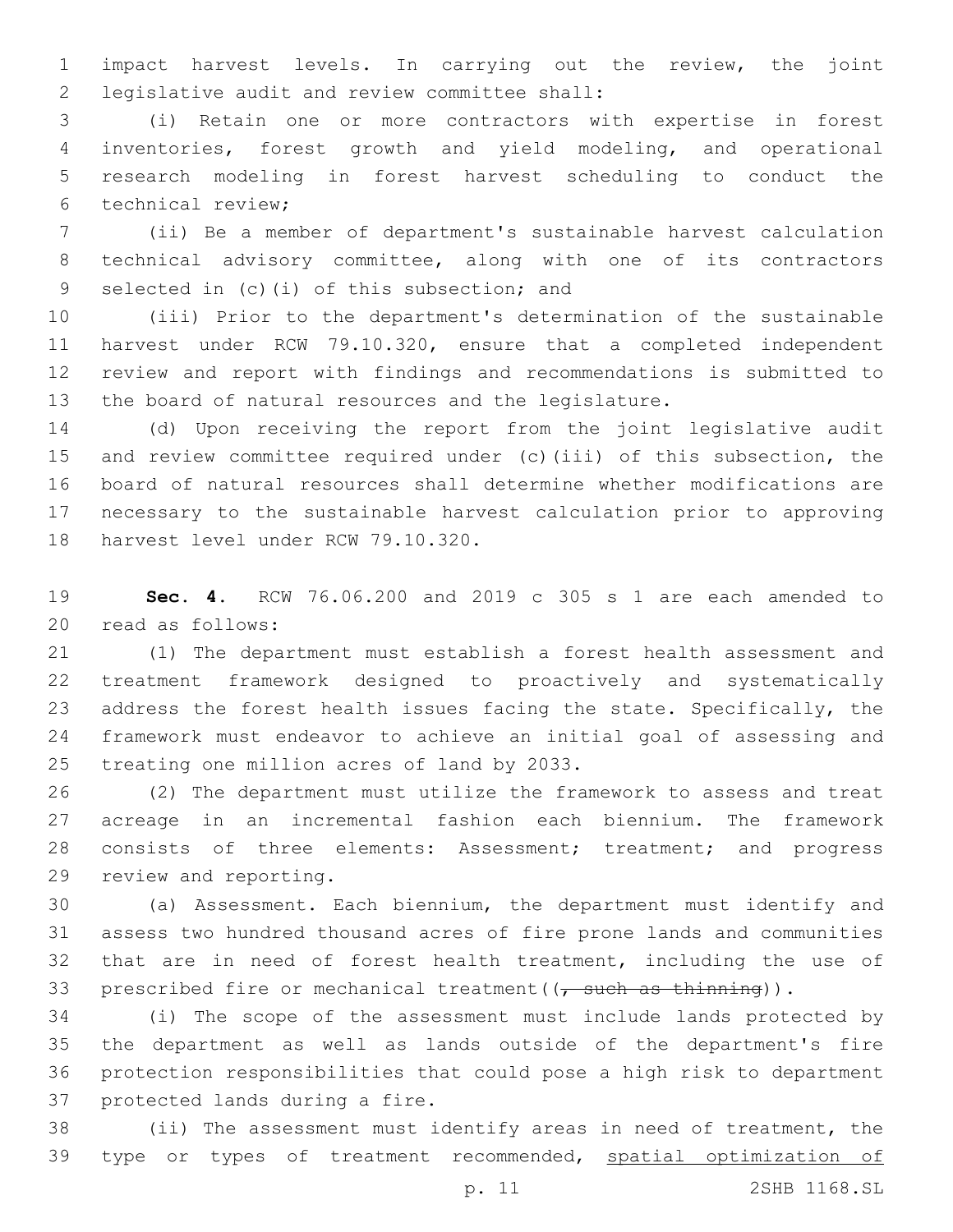impact harvest levels. In carrying out the review, the joint legislative audit and review committee shall:

(i) Retain one or more contractors with expertise in forest inventories, forest growth and yield modeling, and operational research modeling in forest harvest scheduling to conduct the technical review;

(ii) Be a member of department's sustainable harvest calculation technical advisory committee, along with one of its contractors selected in (c)(i) of this subsection; and

(iii) Prior to the department's determination of the sustainable harvest under RCW 79.10.320, ensure that a completed independent review and report with findings and recommendations is submitted to the board of natural resources and the legislature.

(d) Upon receiving the report from the joint legislative audit and review committee required under (c)(iii) of this subsection, the board of natural resources shall determine whether modifications are necessary to the sustainable harvest calculation prior to approving harvest level under RCW 79.10.320.

**Sec. 4.** RCW 76.06.200 and 2019 c 305 s 1 are each amended to read as follows:

(1) The department must establish a forest health assessment and treatment framework designed to proactively and systematically address the forest health issues facing the state. Specifically, the framework must endeavor to achieve an initial goal of assessing and treating one million acres of land by 2033.

(2) The department must utilize the framework to assess and treat acreage in an incremental fashion each biennium. The framework consists of three elements: Assessment; treatment; and progress review and reporting.

(a) Assessment. Each biennium, the department must identify and assess two hundred thousand acres of fire prone lands and communities that are in need of forest health treatment, including the use of prescribed fire or mechanical treatment((~~, such as thinning~~)).

(i) The scope of the assessment must include lands protected by the department as well as lands outside of the department's fire protection responsibilities that could pose a high risk to department protected lands during a fire.

(ii) The assessment must identify areas in need of treatment, the type or types of treatment recommended, <u>spatial optimization of</u>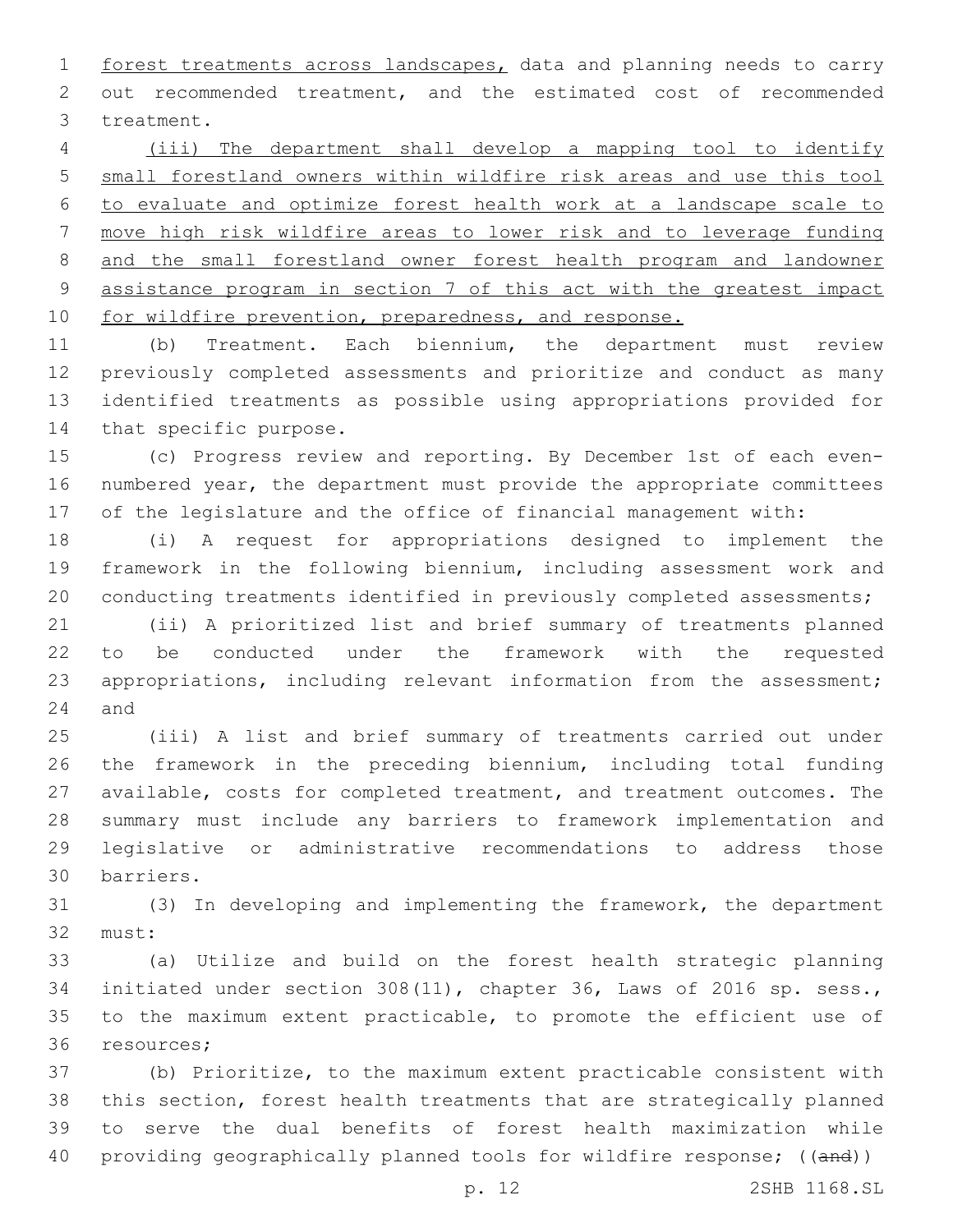forest treatments across landscapes, data and planning needs to carry out recommended treatment, and the estimated cost of recommended treatment.

(iii) The department shall develop a mapping tool to identify small forestland owners within wildfire risk areas and use this tool to evaluate and optimize forest health work at a landscape scale to move high risk wildfire areas to lower risk and to leverage funding and the small forestland owner forest health program and landowner assistance program in section 7 of this act with the greatest impact for wildfire prevention, preparedness, and response.

(b) Treatment. Each biennium, the department must review previously completed assessments and prioritize and conduct as many identified treatments as possible using appropriations provided for that specific purpose.

(c) Progress review and reporting. By December 1st of each even-numbered year, the department must provide the appropriate committees of the legislature and the office of financial management with:

(i) A request for appropriations designed to implement the framework in the following biennium, including assessment work and conducting treatments identified in previously completed assessments;

(ii) A prioritized list and brief summary of treatments planned to be conducted under the framework with the requested appropriations, including relevant information from the assessment; and

(iii) A list and brief summary of treatments carried out under the framework in the preceding biennium, including total funding available, costs for completed treatment, and treatment outcomes. The summary must include any barriers to framework implementation and legislative or administrative recommendations to address those barriers.

(3) In developing and implementing the framework, the department must:

(a) Utilize and build on the forest health strategic planning initiated under section 308(11), chapter 36, Laws of 2016 sp. sess., to the maximum extent practicable, to promote the efficient use of resources;

(b) Prioritize, to the maximum extent practicable consistent with this section, forest health treatments that are strategically planned to serve the dual benefits of forest health maximization while providing geographically planned tools for wildfire response; ((and))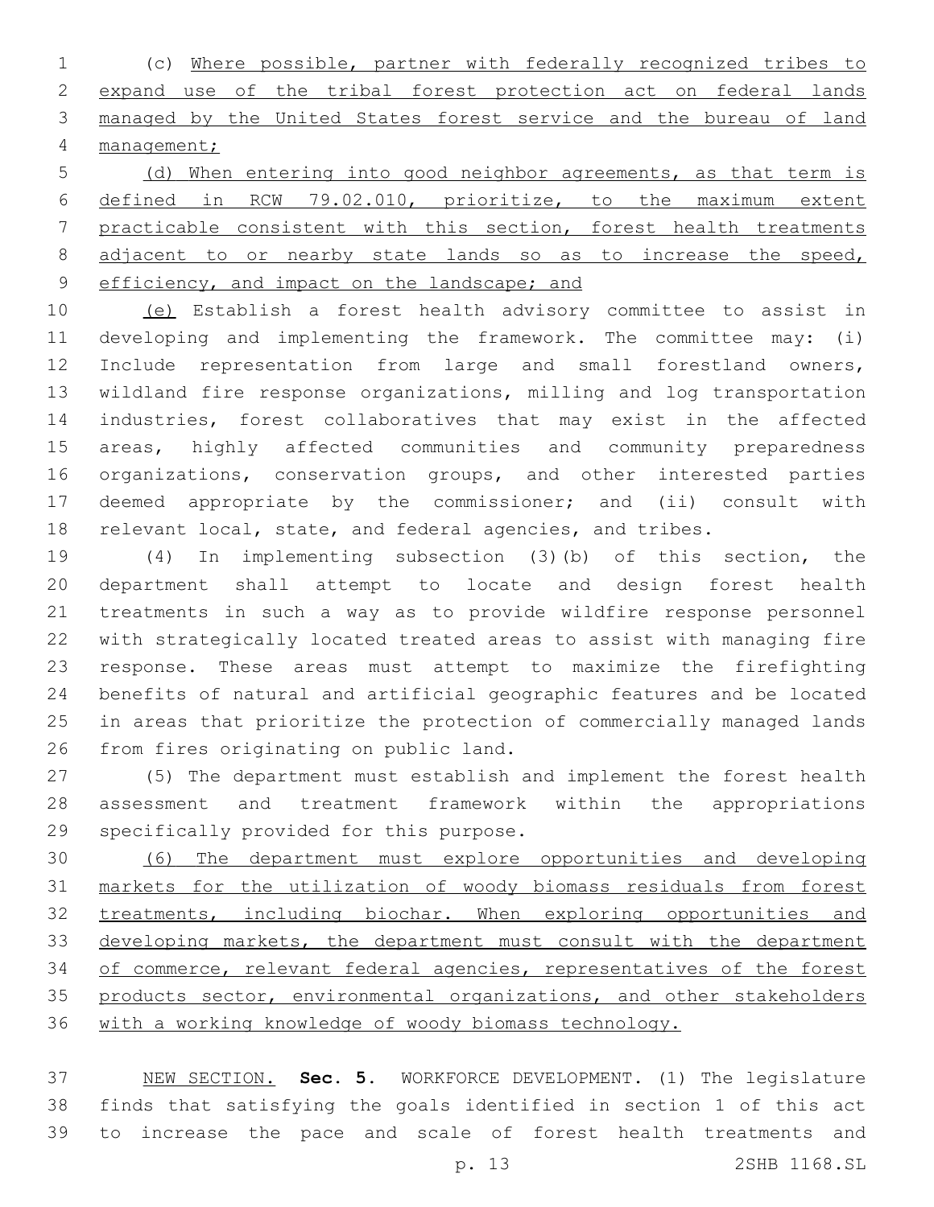(c) Where possible, partner with federally recognized tribes to expand use of the tribal forest protection act on federal lands managed by the United States forest service and the bureau of land management;

(d) When entering into good neighbor agreements, as that term is defined in RCW 79.02.010, prioritize, to the maximum extent practicable consistent with this section, forest health treatments adjacent to or nearby state lands so as to increase the speed, efficiency, and impact on the landscape; and

(e) Establish a forest health advisory committee to assist in developing and implementing the framework. The committee may: (i) Include representation from large and small forestland owners, wildland fire response organizations, milling and log transportation industries, forest collaboratives that may exist in the affected areas, highly affected communities and community preparedness organizations, conservation groups, and other interested parties deemed appropriate by the commissioner; and (ii) consult with relevant local, state, and federal agencies, and tribes.

(4) In implementing subsection (3)(b) of this section, the department shall attempt to locate and design forest health treatments in such a way as to provide wildfire response personnel with strategically located treated areas to assist with managing fire response. These areas must attempt to maximize the firefighting benefits of natural and artificial geographic features and be located in areas that prioritize the protection of commercially managed lands from fires originating on public land.

(5) The department must establish and implement the forest health assessment and treatment framework within the appropriations specifically provided for this purpose.

(6) The department must explore opportunities and developing markets for the utilization of woody biomass residuals from forest treatments, including biochar. When exploring opportunities and developing markets, the department must consult with the department of commerce, relevant federal agencies, representatives of the forest products sector, environmental organizations, and other stakeholders with a working knowledge of woody biomass technology.

NEW SECTION. **Sec. 5.** WORKFORCE DEVELOPMENT. (1) The legislature finds that satisfying the goals identified in section 1 of this act to increase the pace and scale of forest health treatments and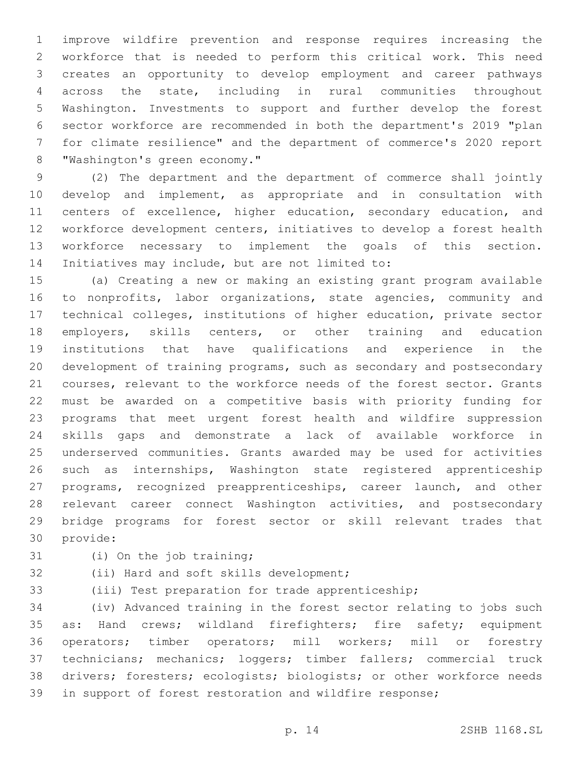improve wildfire prevention and response requires increasing the workforce that is needed to perform this critical work. This need creates an opportunity to develop employment and career pathways across the state, including in rural communities throughout Washington. Investments to support and further develop the forest sector workforce are recommended in both the department's 2019 "plan for climate resilience" and the department of commerce's 2020 report "Washington's green economy."

(2) The department and the department of commerce shall jointly develop and implement, as appropriate and in consultation with centers of excellence, higher education, secondary education, and workforce development centers, initiatives to develop a forest health workforce necessary to implement the goals of this section. Initiatives may include, but are not limited to:

(a) Creating a new or making an existing grant program available to nonprofits, labor organizations, state agencies, community and technical colleges, institutions of higher education, private sector employers, skills centers, or other training and education institutions that have qualifications and experience in the development of training programs, such as secondary and postsecondary courses, relevant to the workforce needs of the forest sector. Grants must be awarded on a competitive basis with priority funding for programs that meet urgent forest health and wildfire suppression skills gaps and demonstrate a lack of available workforce in underserved communities. Grants awarded may be used for activities such as internships, Washington state registered apprenticeship programs, recognized preapprenticeships, career launch, and other relevant career connect Washington activities, and postsecondary bridge programs for forest sector or skill relevant trades that provide:

(i) On the job training;

(ii) Hard and soft skills development;

(iii) Test preparation for trade apprenticeship;

(iv) Advanced training in the forest sector relating to jobs such as: Hand crews; wildland firefighters; fire safety; equipment operators; timber operators; mill workers; mill or forestry technicians; mechanics; loggers; timber fallers; commercial truck drivers; foresters; ecologists; biologists; or other workforce needs in support of forest restoration and wildfire response;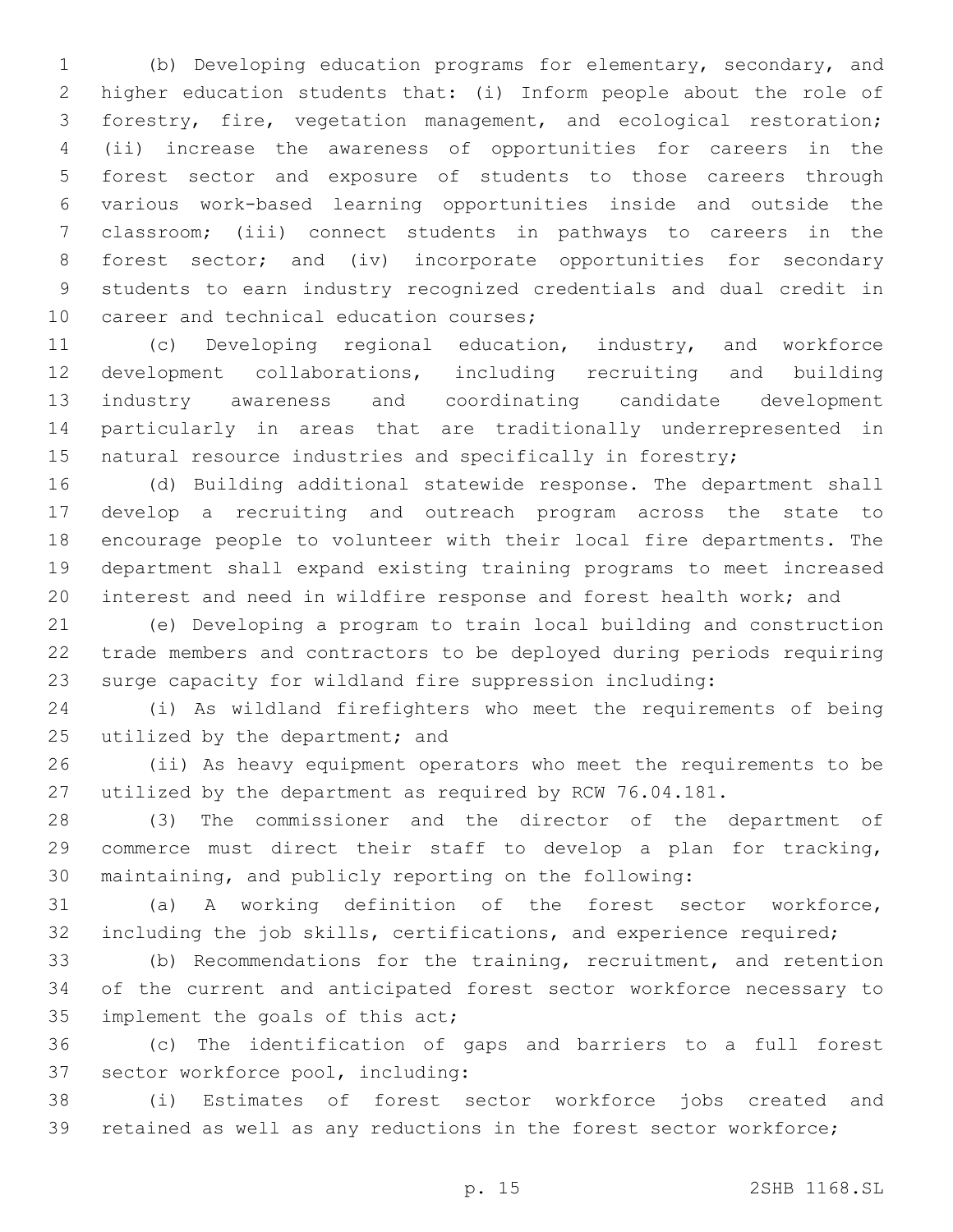(b) Developing education programs for elementary, secondary, and higher education students that: (i) Inform people about the role of forestry, fire, vegetation management, and ecological restoration; (ii) increase the awareness of opportunities for careers in the forest sector and exposure of students to those careers through various work-based learning opportunities inside and outside the classroom; (iii) connect students in pathways to careers in the forest sector; and (iv) incorporate opportunities for secondary students to earn industry recognized credentials and dual credit in career and technical education courses;

(c) Developing regional education, industry, and workforce development collaborations, including recruiting and building industry awareness and coordinating candidate development particularly in areas that are traditionally underrepresented in natural resource industries and specifically in forestry;

(d) Building additional statewide response. The department shall develop a recruiting and outreach program across the state to encourage people to volunteer with their local fire departments. The department shall expand existing training programs to meet increased interest and need in wildfire response and forest health work; and

(e) Developing a program to train local building and construction trade members and contractors to be deployed during periods requiring surge capacity for wildland fire suppression including:

(i) As wildland firefighters who meet the requirements of being utilized by the department; and

(ii) As heavy equipment operators who meet the requirements to be utilized by the department as required by RCW 76.04.181.

(3) The commissioner and the director of the department of commerce must direct their staff to develop a plan for tracking, maintaining, and publicly reporting on the following:

(a) A working definition of the forest sector workforce, including the job skills, certifications, and experience required;

(b) Recommendations for the training, recruitment, and retention of the current and anticipated forest sector workforce necessary to implement the goals of this act;

(c) The identification of gaps and barriers to a full forest sector workforce pool, including:

(i) Estimates of forest sector workforce jobs created and retained as well as any reductions in the forest sector workforce;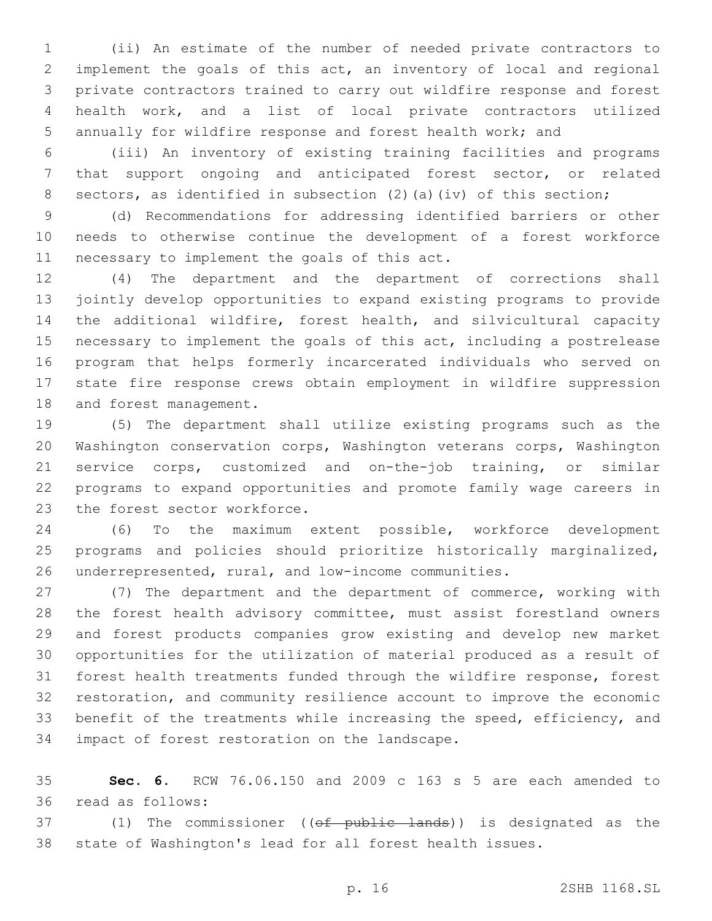(ii) An estimate of the number of needed private contractors to implement the goals of this act, an inventory of local and regional private contractors trained to carry out wildfire response and forest health work, and a list of local private contractors utilized annually for wildfire response and forest health work; and

(iii) An inventory of existing training facilities and programs that support ongoing and anticipated forest sector, or related sectors, as identified in subsection (2)(a)(iv) of this section;

(d) Recommendations for addressing identified barriers or other needs to otherwise continue the development of a forest workforce necessary to implement the goals of this act.

(4) The department and the department of corrections shall jointly develop opportunities to expand existing programs to provide the additional wildfire, forest health, and silvicultural capacity necessary to implement the goals of this act, including a postrelease program that helps formerly incarcerated individuals who served on state fire response crews obtain employment in wildfire suppression and forest management.

(5) The department shall utilize existing programs such as the Washington conservation corps, Washington veterans corps, Washington service corps, customized and on-the-job training, or similar programs to expand opportunities and promote family wage careers in the forest sector workforce.

(6) To the maximum extent possible, workforce development programs and policies should prioritize historically marginalized, underrepresented, rural, and low-income communities.

(7) The department and the department of commerce, working with the forest health advisory committee, must assist forestland owners and forest products companies grow existing and develop new market opportunities for the utilization of material produced as a result of forest health treatments funded through the wildfire response, forest restoration, and community resilience account to improve the economic benefit of the treatments while increasing the speed, efficiency, and impact of forest restoration on the landscape.

**Sec. 6.** RCW 76.06.150 and 2009 c 163 s 5 are each amended to read as follows:

(1) The commissioner ((~~of public lands~~)) is designated as the state of Washington's lead for all forest health issues.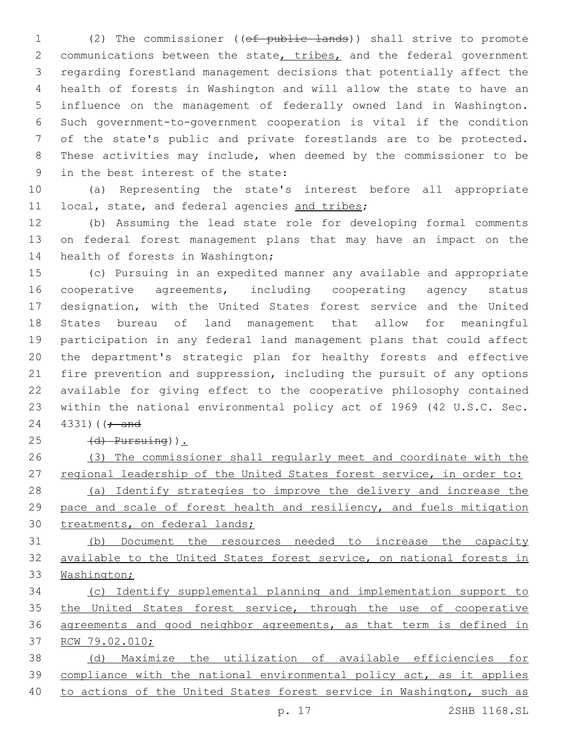(2) The commissioner ((of public lands)) shall strive to promote communications between the state, tribes, and the federal government regarding forestland management decisions that potentially affect the health of forests in Washington and will allow the state to have an influence on the management of federally owned land in Washington. Such government-to-government cooperation is vital if the condition of the state's public and private forestlands are to be protected. These activities may include, when deemed by the commissioner to be in the best interest of the state:

(a) Representing the state's interest before all appropriate local, state, and federal agencies and tribes;

(b) Assuming the lead state role for developing formal comments on federal forest management plans that may have an impact on the health of forests in Washington;

(c) Pursuing in an expedited manner any available and appropriate cooperative agreements, including cooperating agency status designation, with the United States forest service and the United States bureau of land management that allow for meaningful participation in any federal land management plans that could affect the department's strategic plan for healthy forests and effective fire prevention and suppression, including the pursuit of any options available for giving effect to the cooperative philosophy contained within the national environmental policy act of 1969 (42 U.S.C. Sec. 4331)((; and

(d) Pursuing)).

(3) The commissioner shall regularly meet and coordinate with the regional leadership of the United States forest service, in order to:

(a) Identify strategies to improve the delivery and increase the pace and scale of forest health and resiliency, and fuels mitigation treatments, on federal lands;

(b) Document the resources needed to increase the capacity available to the United States forest service, on national forests in Washington;

(c) Identify supplemental planning and implementation support to the United States forest service, through the use of cooperative agreements and good neighbor agreements, as that term is defined in RCW 79.02.010;

(d) Maximize the utilization of available efficiencies for compliance with the national environmental policy act, as it applies to actions of the United States forest service in Washington, such as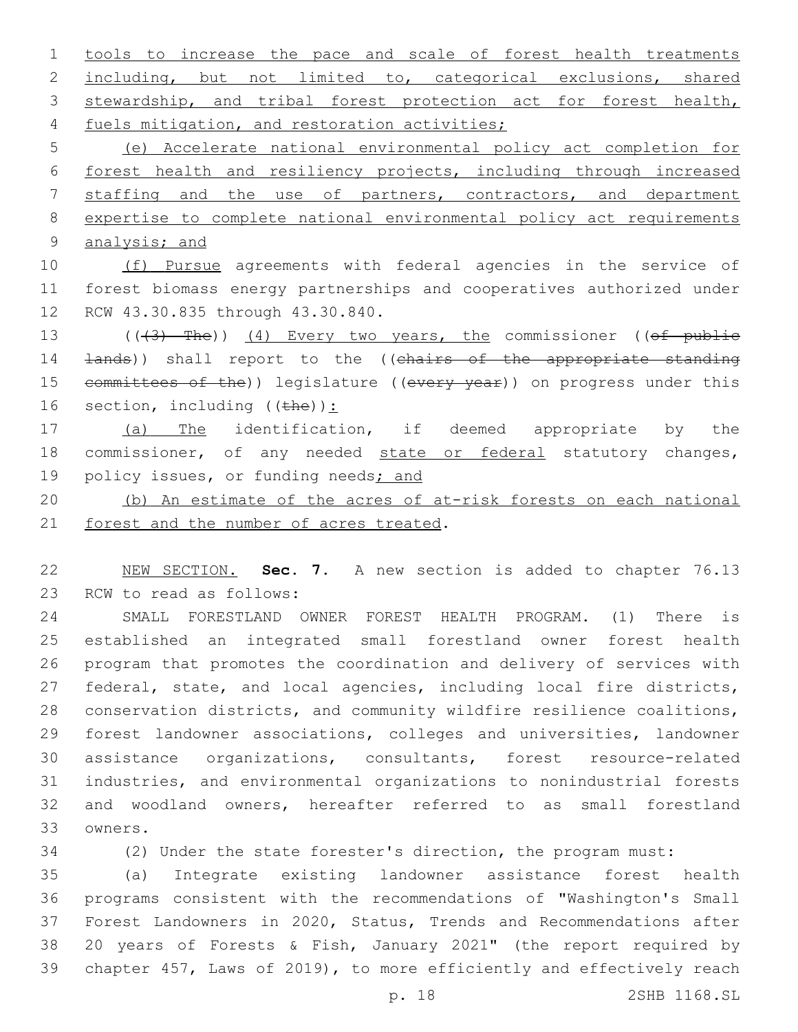tools to increase the pace and scale of forest health treatments including, but not limited to, categorical exclusions, shared stewardship, and tribal forest protection act for forest health, fuels mitigation, and restoration activities;

(e) Accelerate national environmental policy act completion for forest health and resiliency projects, including through increased staffing and the use of partners, contractors, and department expertise to complete national environmental policy act requirements analysis; and

(f) Pursue agreements with federal agencies in the service of forest biomass energy partnerships and cooperatives authorized under RCW 43.30.835 through 43.30.840.

(((3) The)) (4) Every two years, the commissioner ((of public lands)) shall report to the ((chairs of the appropriate standing committees of the)) legislature ((every year)) on progress under this section, including ((the)):

(a) The identification, if deemed appropriate by the commissioner, of any needed state or federal statutory changes, policy issues, or funding needs; and

(b) An estimate of the acres of at-risk forests on each national forest and the number of acres treated.

NEW SECTION. **Sec. 7.** A new section is added to chapter 76.13 RCW to read as follows:

SMALL FORESTLAND OWNER FOREST HEALTH PROGRAM. (1) There is established an integrated small forestland owner forest health program that promotes the coordination and delivery of services with federal, state, and local agencies, including local fire districts, conservation districts, and community wildfire resilience coalitions, forest landowner associations, colleges and universities, landowner assistance organizations, consultants, forest resource-related industries, and environmental organizations to nonindustrial forests and woodland owners, hereafter referred to as small forestland owners.

(2) Under the state forester's direction, the program must:

(a) Integrate existing landowner assistance forest health programs consistent with the recommendations of "Washington's Small Forest Landowners in 2020, Status, Trends and Recommendations after 20 years of Forests & Fish, January 2021" (the report required by chapter 457, Laws of 2019), to more efficiently and effectively reach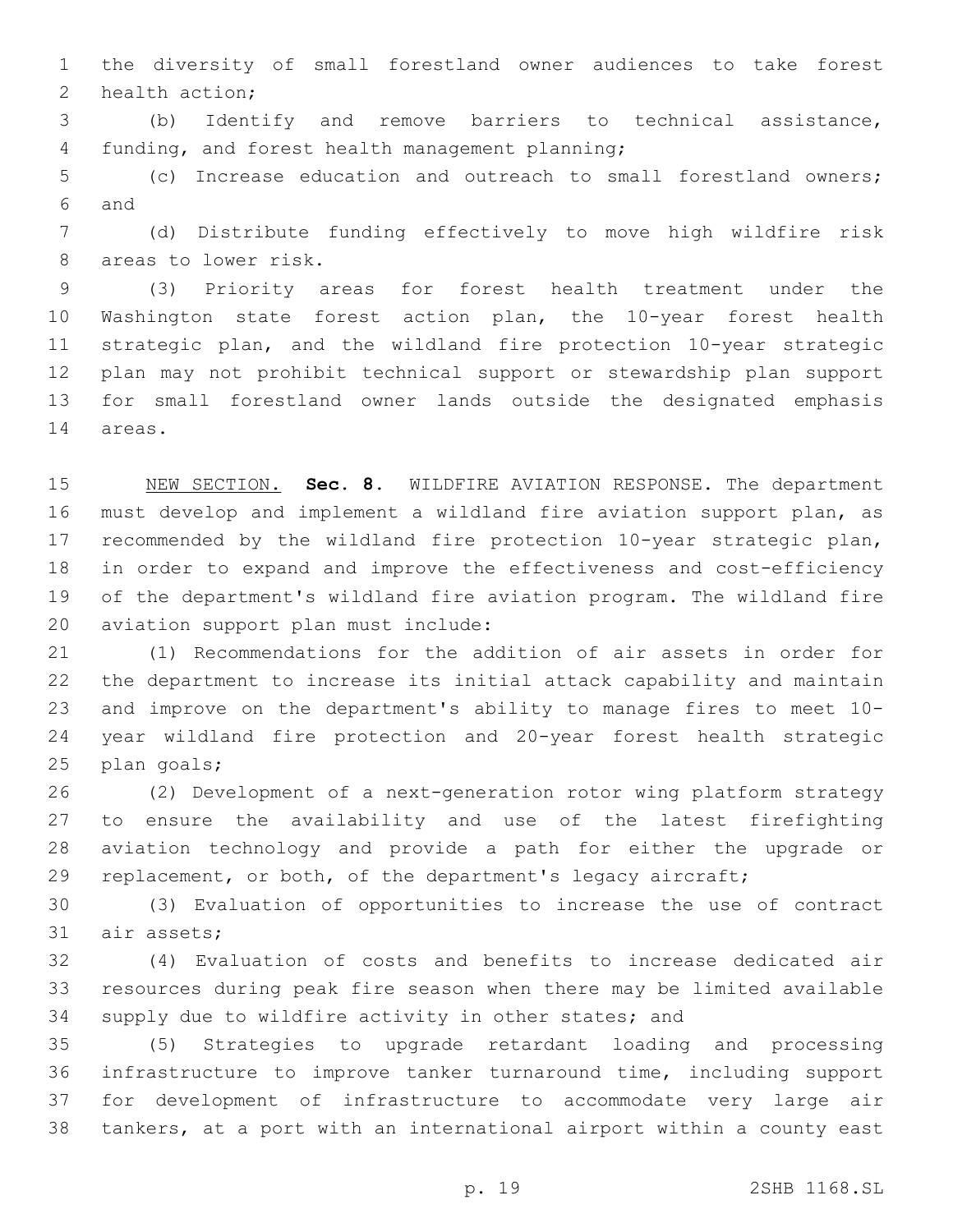the diversity of small forestland owner audiences to take forest health action;

(b) Identify and remove barriers to technical assistance, funding, and forest health management planning;

(c) Increase education and outreach to small forestland owners; and

(d) Distribute funding effectively to move high wildfire risk areas to lower risk.

(3) Priority areas for forest health treatment under the Washington state forest action plan, the 10-year forest health strategic plan, and the wildland fire protection 10-year strategic plan may not prohibit technical support or stewardship plan support for small forestland owner lands outside the designated emphasis areas.

NEW SECTION. **Sec. 8.** WILDFIRE AVIATION RESPONSE. The department must develop and implement a wildland fire aviation support plan, as recommended by the wildland fire protection 10-year strategic plan, in order to expand and improve the effectiveness and cost-efficiency of the department's wildland fire aviation program. The wildland fire aviation support plan must include:

(1) Recommendations for the addition of air assets in order for the department to increase its initial attack capability and maintain and improve on the department's ability to manage fires to meet 10-year wildland fire protection and 20-year forest health strategic plan goals;

(2) Development of a next-generation rotor wing platform strategy to ensure the availability and use of the latest firefighting aviation technology and provide a path for either the upgrade or replacement, or both, of the department's legacy aircraft;

(3) Evaluation of opportunities to increase the use of contract air assets;

(4) Evaluation of costs and benefits to increase dedicated air resources during peak fire season when there may be limited available supply due to wildfire activity in other states; and

(5) Strategies to upgrade retardant loading and processing infrastructure to improve tanker turnaround time, including support for development of infrastructure to accommodate very large air tankers, at a port with an international airport within a county east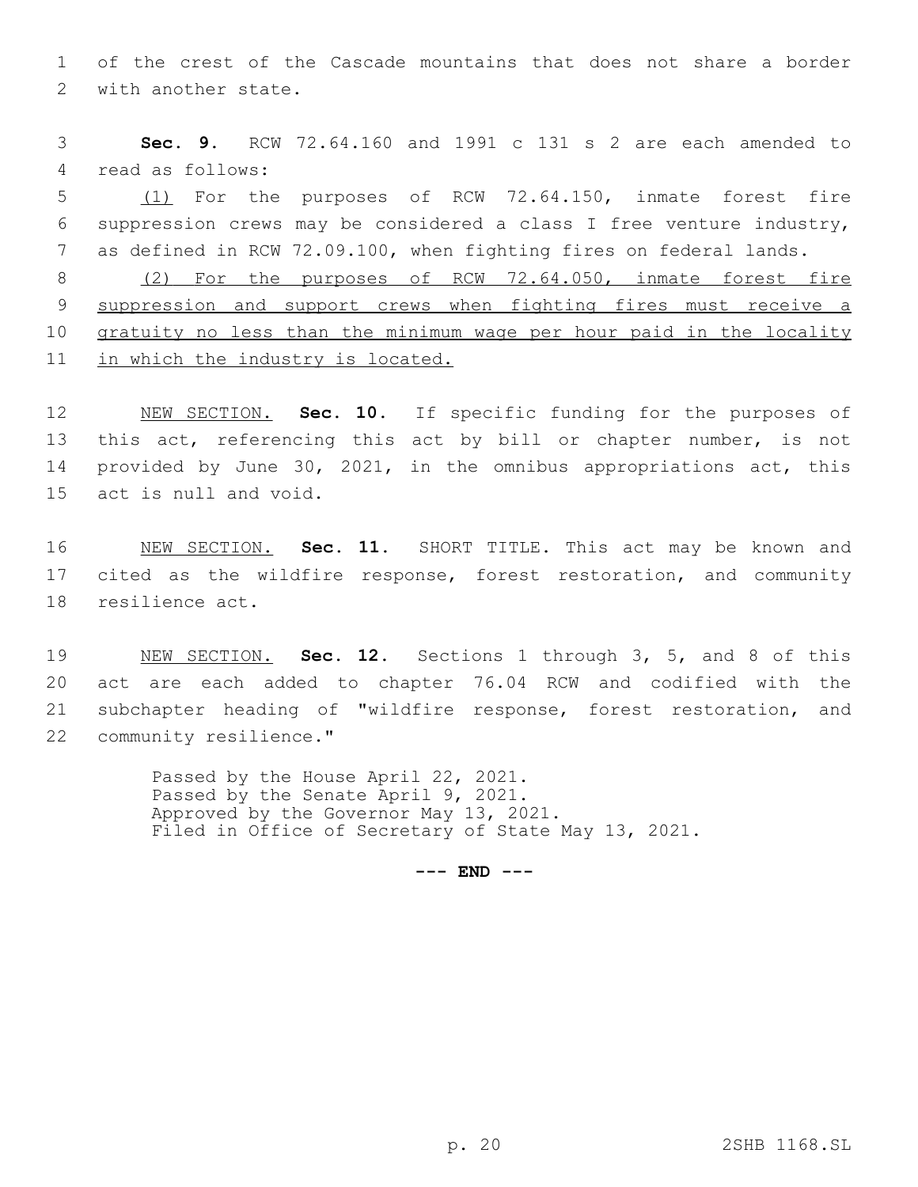of the crest of the Cascade mountains that does not share a border with another state.

**Sec. 9.** RCW 72.64.160 and 1991 c 131 s 2 are each amended to read as follows:

(1) For the purposes of RCW 72.64.150, inmate forest fire suppression crews may be considered a class I free venture industry, as defined in RCW 72.09.100, when fighting fires on federal lands.

(2) For the purposes of RCW 72.64.050, inmate forest fire suppression and support crews when fighting fires must receive a gratuity no less than the minimum wage per hour paid in the locality in which the industry is located.

NEW SECTION. **Sec. 10.** If specific funding for the purposes of this act, referencing this act by bill or chapter number, is not provided by June 30, 2021, in the omnibus appropriations act, this act is null and void.

NEW SECTION. **Sec. 11.** SHORT TITLE. This act may be known and cited as the wildfire response, forest restoration, and community resilience act.

NEW SECTION. **Sec. 12.** Sections 1 through 3, 5, and 8 of this act are each added to chapter 76.04 RCW and codified with the subchapter heading of "wildfire response, forest restoration, and community resilience."

Passed by the House April 22, 2021.
Passed by the Senate April 9, 2021.
Approved by the Governor May 13, 2021.
Filed in Office of Secretary of State May 13, 2021.

**--- END ---**